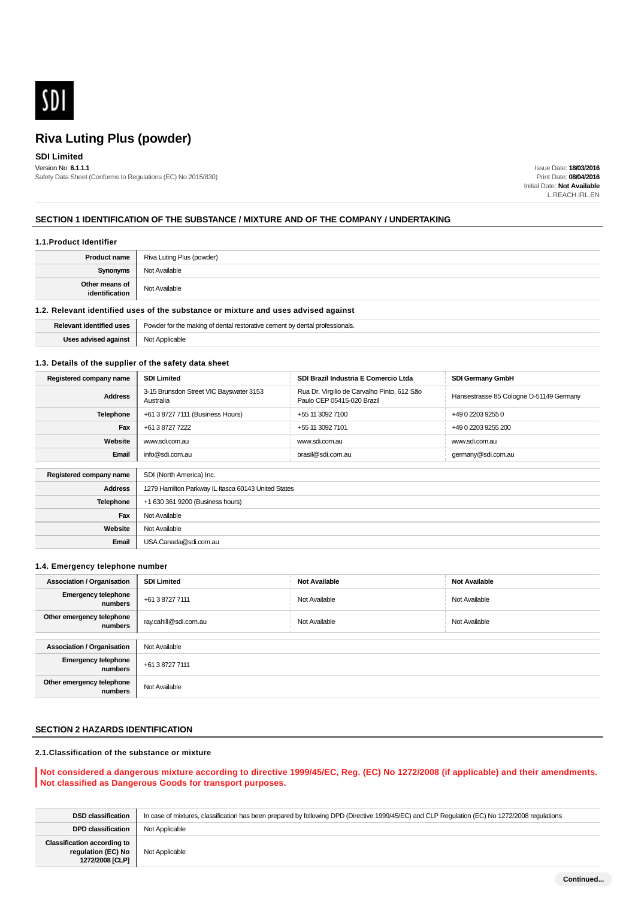SDI

# Riva Luting Plus (powder)

**SDI Limited**

Version No: **6.1.1.1**

Safety Data Sheet (Conforms to Regulations (EC) No 2015/830)

Issue Date: **18/03/2016**
Print Date: **08/04/2016**
Initial Date: **Not Available**
L.REACH.IRL.EN

## SECTION 1 IDENTIFICATION OF THE SUBSTANCE / MIXTURE AND OF THE COMPANY / UNDERTAKING

### 1.1.Product Identifier

| | |
|---|---|
| **Product name** | Riva Luting Plus (powder) |
| **Synonyms** | Not Available |
| **Other means of identification** | Not Available |

### 1.2. Relevant identified uses of the substance or mixture and uses advised against

| | |
|---|---|
| **Relevant identified uses** | Powder for the making of dental restorative cement by dental professionals. |
| **Uses advised against** | Not Applicable |

### 1.3. Details of the supplier of the safety data sheet

| | | | |
|---|---|---|---|
| **Registered company name** | **SDI Limited** | **SDI Brazil Industria E Comercio Ltda** | **SDI Germany GmbH** |
| **Address** | 3-15 Brunsdon Street VIC Bayswater 3153 Australia | Rua Dr. Virgilio de Carvalho Pinto, 612 São Paulo CEP 05415-020 Brazil | Hansestrasse 85 Cologne D-51149 Germany |
| **Telephone** | +61 3 8727 7111 (Business Hours) | +55 11 3092 7100 | +49 0 2203 9255 0 |
| **Fax** | +61 3 8727 7222 | +55 11 3092 7101 | +49 0 2203 9255 200 |
| **Website** | www.sdi.com.au | www.sdi.com.au | www.sdi.com.au |
| **Email** | info@sdi.com.au | brasil@sdi.com.au | germany@sdi.com.au |

| | |
|---|---|
| **Registered company name** | SDI (North America) Inc. |
| **Address** | 1279 Hamilton Parkway IL Itasca 60143 United States |
| **Telephone** | +1 630 361 9200 (Business hours) |
| **Fax** | Not Available |
| **Website** | Not Available |
| **Email** | USA.Canada@sdi.com.au |

### 1.4. Emergency telephone number

| | | | |
|---|---|---|---|
| **Association / Organisation** | **SDI Limited** | **Not Available** | **Not Available** |
| **Emergency telephone numbers** | +61 3 8727 7111 | Not Available | Not Available |
| **Other emergency telephone numbers** | ray.cahill@sdi.com.au | Not Available | Not Available |

| | |
|---|---|
| **Association / Organisation** | Not Available |
| **Emergency telephone numbers** | +61 3 8727 7111 |
| **Other emergency telephone numbers** | Not Available |

## SECTION 2 HAZARDS IDENTIFICATION

### 2.1.Classification of the substance or mixture

**Not considered a dangerous mixture according to directive 1999/45/EC, Reg. (EC) No 1272/2008 (if applicable) and their amendments.**
**Not classified as Dangerous Goods for transport purposes.**

| | |
|---|---|
| **DSD classification** | In case of mixtures, classification has been prepared by following DPD (Directive 1999/45/EC) and CLP Regulation (EC) No 1272/2008 regulations |
| **DPD classification** | Not Applicable |
| **Classification according to regulation (EC) No 1272/2008 [CLP]** | Not Applicable |

Continued...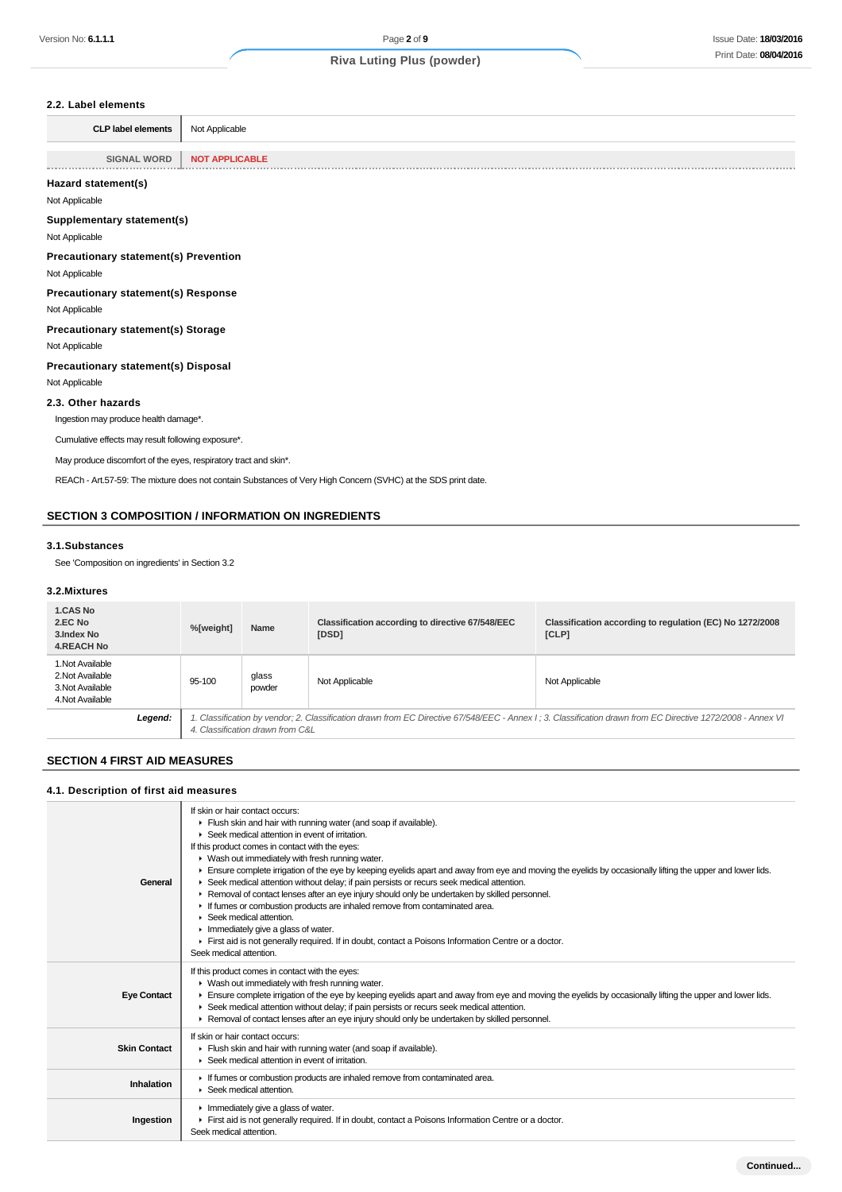### 2.2. Label elements

| | |
|---|---|
| **CLP label elements** | Not Applicable |
| **SIGNAL WORD** | **NOT APPLICABLE** |

#### Hazard statement(s)

Not Applicable

#### Supplementary statement(s)

Not Applicable

#### Precautionary statement(s) Prevention

Not Applicable

#### Precautionary statement(s) Response

Not Applicable

#### Precautionary statement(s) Storage

Not Applicable

#### Precautionary statement(s) Disposal

Not Applicable

### 2.3. Other hazards

Ingestion may produce health damage*.

Cumulative effects may result following exposure*.

May produce discomfort of the eyes, respiratory tract and skin*.

REACh - Art.57-59: The mixture does not contain Substances of Very High Concern (SVHC) at the SDS print date.

## SECTION 3 COMPOSITION / INFORMATION ON INGREDIENTS

### 3.1.Substances

See 'Composition on ingredients' in Section 3.2

### 3.2.Mixtures

| 1.CAS No<br>2.EC No<br>3.Index No<br>4.REACH No | %[weight] | Name | Classification according to directive 67/548/EEC [DSD] | Classification according to regulation (EC) No 1272/2008 [CLP] |
|---|---|---|---|---|
| 1.Not Available<br>2.Not Available<br>3.Not Available<br>4.Not Available | 95-100 | glass powder | Not Applicable | Not Applicable |
| ***Legend:*** | *1. Classification by vendor; 2. Classification drawn from EC Directive 67/548/EEC - Annex I ; 3. Classification drawn from EC Directive 1272/2008 - Annex VI 4. Classification drawn from C&L* | | | |

## SECTION 4 FIRST AID MEASURES

### 4.1. Description of first aid measures

| | |
|---|---|
| **General** | If skin or hair contact occurs:<br>▸ Flush skin and hair with running water (and soap if available).<br>▸ Seek medical attention in event of irritation.<br>If this product comes in contact with the eyes:<br>▸ Wash out immediately with fresh running water.<br>▸ Ensure complete irrigation of the eye by keeping eyelids apart and away from eye and moving the eyelids by occasionally lifting the upper and lower lids.<br>▸ Seek medical attention without delay; if pain persists or recurs seek medical attention.<br>▸ Removal of contact lenses after an eye injury should only be undertaken by skilled personnel.<br>▸ If fumes or combustion products are inhaled remove from contaminated area.<br>▸ Seek medical attention.<br>▸ Immediately give a glass of water.<br>▸ First aid is not generally required. If in doubt, contact a Poisons Information Centre or a doctor.<br>Seek medical attention. |
| **Eye Contact** | If this product comes in contact with the eyes:<br>▸ Wash out immediately with fresh running water.<br>▸ Ensure complete irrigation of the eye by keeping eyelids apart and away from eye and moving the eyelids by occasionally lifting the upper and lower lids.<br>▸ Seek medical attention without delay; if pain persists or recurs seek medical attention.<br>▸ Removal of contact lenses after an eye injury should only be undertaken by skilled personnel. |
| **Skin Contact** | If skin or hair contact occurs:<br>▸ Flush skin and hair with running water (and soap if available).<br>▸ Seek medical attention in event of irritation. |
| **Inhalation** | ▸ If fumes or combustion products are inhaled remove from contaminated area.<br>▸ Seek medical attention. |
| **Ingestion** | ▸ Immediately give a glass of water.<br>▸ First aid is not generally required. If in doubt, contact a Poisons Information Centre or a doctor.<br>Seek medical attention. |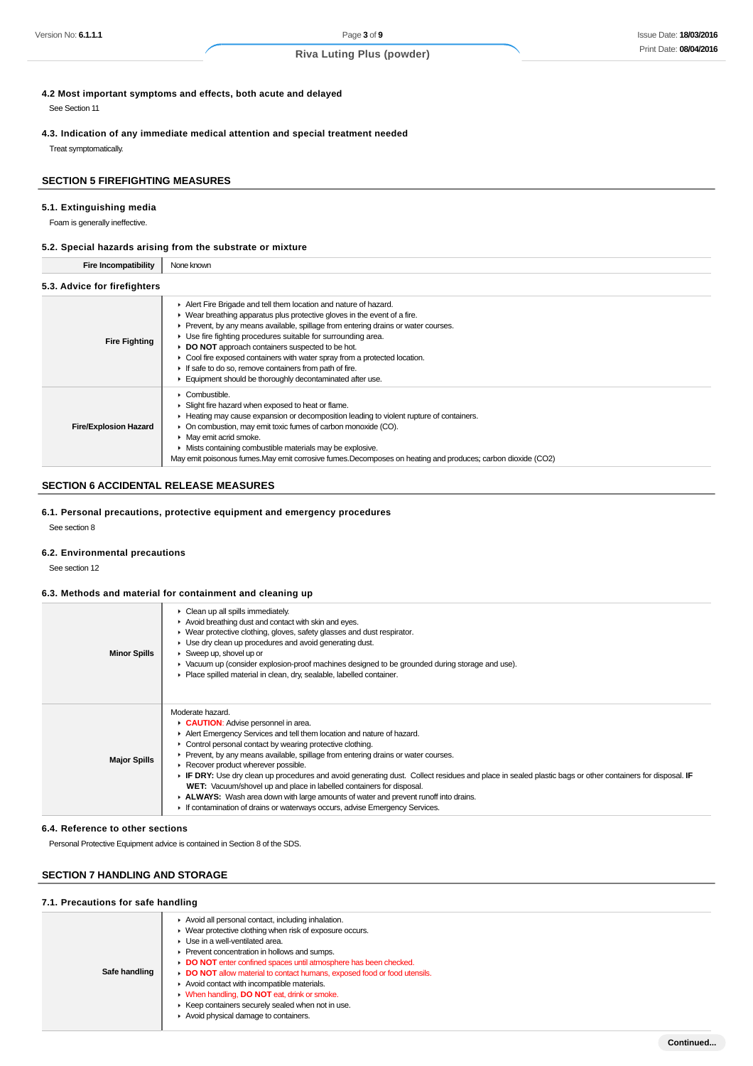### 4.2 Most important symptoms and effects, both acute and delayed

See Section 11

### 4.3. Indication of any immediate medical attention and special treatment needed

Treat symptomatically.

## SECTION 5 FIREFIGHTING MEASURES

### 5.1. Extinguishing media

Foam is generally ineffective.

### 5.2. Special hazards arising from the substrate or mixture

| | |
|---|---|
| **Fire Incompatibility** | None known |

### 5.3. Advice for firefighters

| | |
|---|---|
| **Fire Fighting** | ▸ Alert Fire Brigade and tell them location and nature of hazard.<br>▸ Wear breathing apparatus plus protective gloves in the event of a fire.<br>▸ Prevent, by any means available, spillage from entering drains or water courses.<br>▸ Use fire fighting procedures suitable for surrounding area.<br>▸ **DO NOT** approach containers suspected to be hot.<br>▸ Cool fire exposed containers with water spray from a protected location.<br>▸ If safe to do so, remove containers from path of fire.<br>▸ Equipment should be thoroughly decontaminated after use. |
| **Fire/Explosion Hazard** | ▸ Combustible.<br>▸ Slight fire hazard when exposed to heat or flame.<br>▸ Heating may cause expansion or decomposition leading to violent rupture of containers.<br>▸ On combustion, may emit toxic fumes of carbon monoxide (CO).<br>▸ May emit acrid smoke.<br>▸ Mists containing combustible materials may be explosive.<br>May emit poisonous fumes.May emit corrosive fumes.Decomposes on heating and produces; carbon dioxide ($CO_2$) |

## SECTION 6 ACCIDENTAL RELEASE MEASURES

### 6.1. Personal precautions, protective equipment and emergency procedures

See section 8

### 6.2. Environmental precautions

See section 12

### 6.3. Methods and material for containment and cleaning up

| | |
|---|---|
| **Minor Spills** | ▸ Clean up all spills immediately.<br>▸ Avoid breathing dust and contact with skin and eyes.<br>▸ Wear protective clothing, gloves, safety glasses and dust respirator.<br>▸ Use dry clean up procedures and avoid generating dust.<br>▸ Sweep up, shovel up or<br>▸ Vacuum up (consider explosion-proof machines designed to be grounded during storage and use).<br>▸ Place spilled material in clean, dry, sealable, labelled container. |
| **Major Spills** | Moderate hazard.<br>▸ **CAUTION**: Advise personnel in area.<br>▸ Alert Emergency Services and tell them location and nature of hazard.<br>▸ Control personal contact by wearing protective clothing.<br>▸ Prevent, by any means available, spillage from entering drains or water courses.<br>▸ Recover product wherever possible.<br>▸ **IF DRY:** Use dry clean up procedures and avoid generating dust. Collect residues and place in sealed plastic bags or other containers for disposal. **IF WET:** Vacuum/shovel up and place in labelled containers for disposal.<br>▸ **ALWAYS:** Wash area down with large amounts of water and prevent runoff into drains.<br>▸ If contamination of drains or waterways occurs, advise Emergency Services. |

### 6.4. Reference to other sections

Personal Protective Equipment advice is contained in Section 8 of the SDS.

## SECTION 7 HANDLING AND STORAGE

### 7.1. Precautions for safe handling

| | |
|---|---|
| **Safe handling** | ▸ Avoid all personal contact, including inhalation.<br>▸ Wear protective clothing when risk of exposure occurs.<br>▸ Use in a well-ventilated area.<br>▸ Prevent concentration in hollows and sumps.<br>▸ **DO NOT** enter confined spaces until atmosphere has been checked.<br>▸ **DO NOT** allow material to contact humans, exposed food or food utensils.<br>▸ Avoid contact with incompatible materials.<br>▸ When handling, **DO NOT** eat, drink or smoke.<br>▸ Keep containers securely sealed when not in use.<br>▸ Avoid physical damage to containers. |

Continued...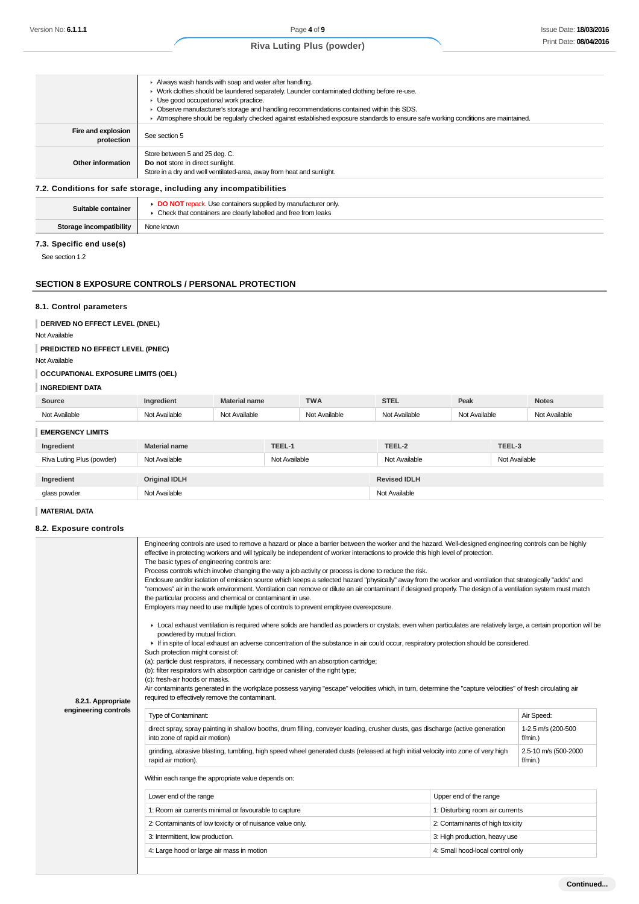| | |
|---|---|
| | ▸ Always wash hands with soap and water after handling.<br>▸ Work clothes should be laundered separately. Launder contaminated clothing before re-use.<br>▸ Use good occupational work practice.<br>▸ Observe manufacturer's storage and handling recommendations contained within this SDS.<br>▸ Atmosphere should be regularly checked against established exposure standards to ensure safe working conditions are maintained. |
| **Fire and explosion protection** | See section 5 |
| **Other information** | Store between 5 and 25 deg. C.<br>**Do not** store in direct sunlight.<br>Store in a dry and well ventilated-area, away from heat and sunlight. |

### 7.2. Conditions for safe storage, including any incompatibilities

| | |
|---|---|
| **Suitable container** | ▸ **DO NOT** repack. Use containers supplied by manufacturer only.<br>▸ Check that containers are clearly labelled and free from leaks |
| **Storage incompatibility** | None known |

### 7.3. Specific end use(s)

See section 1.2

## SECTION 8 EXPOSURE CONTROLS / PERSONAL PROTECTION

### 8.1. Control parameters

**DERIVED NO EFFECT LEVEL (DNEL)**

Not Available

**PREDICTED NO EFFECT LEVEL (PNEC)**

Not Available

**OCCUPATIONAL EXPOSURE LIMITS (OEL)**

**INGREDIENT DATA**

| Source | Ingredient | Material name | TWA | STEL | Peak | Notes |
|---|---|---|---|---|---|---|
| Not Available | Not Available | Not Available | Not Available | Not Available | Not Available | Not Available |

**EMERGENCY LIMITS**

| Ingredient | Material name | TEEL-1 | TEEL-2 | TEEL-3 |
|---|---|---|---|---|
| Riva Luting Plus (powder) | Not Available | Not Available | Not Available | Not Available |

| Ingredient | Original IDLH | Revised IDLH |
|---|---|---|
| glass powder | Not Available | Not Available |

**MATERIAL DATA**

### 8.2. Exposure controls

**8.2.1. Appropriate engineering controls**

Engineering controls are used to remove a hazard or place a barrier between the worker and the hazard. Well-designed engineering controls can be highly effective in protecting workers and will typically be independent of worker interactions to provide this high level of protection.
The basic types of engineering controls are:
Process controls which involve changing the way a job activity or process is done to reduce the risk.
Enclosure and/or isolation of emission source which keeps a selected hazard "physically" away from the worker and ventilation that strategically "adds" and "removes" air in the work environment. Ventilation can remove or dilute an air contaminant if designed properly. The design of a ventilation system must match the particular process and chemical or contaminant in use.
Employers may need to use multiple types of controls to prevent employee overexposure.

- Local exhaust ventilation is required where solids are handled as powders or crystals; even when particulates are relatively large, a certain proportion will be powdered by mutual friction.
- If in spite of local exhaust an adverse concentration of the substance in air could occur, respiratory protection should be considered.

Such protection might consist of:
(a): particle dust respirators, if necessary, combined with an absorption cartridge;
(b): filter respirators with absorption cartridge or canister of the right type;
(c): fresh-air hoods or masks.
Air contaminants generated in the workplace possess varying "escape" velocities which, in turn, determine the "capture velocities" of fresh circulating air required to effectively remove the contaminant.

| Type of Contaminant: | Air Speed: |
|---|---|
| direct spray, spray painting in shallow booths, drum filling, conveyer loading, crusher dusts, gas discharge (active generation into zone of rapid air motion) | 1-2.5 m/s (200-500 f/min.) |
| grinding, abrasive blasting, tumbling, high speed wheel generated dusts (released at high initial velocity into zone of very high rapid air motion). | 2.5-10 m/s (500-2000 f/min.) |

Within each range the appropriate value depends on:

| Lower end of the range | Upper end of the range |
|---|---|
| 1: Room air currents minimal or favourable to capture | 1: Disturbing room air currents |
| 2: Contaminants of low toxicity or of nuisance value only. | 2: Contaminants of high toxicity |
| 3: Intermittent, low production. | 3: High production, heavy use |
| 4: Large hood or large air mass in motion | 4: Small hood-local control only |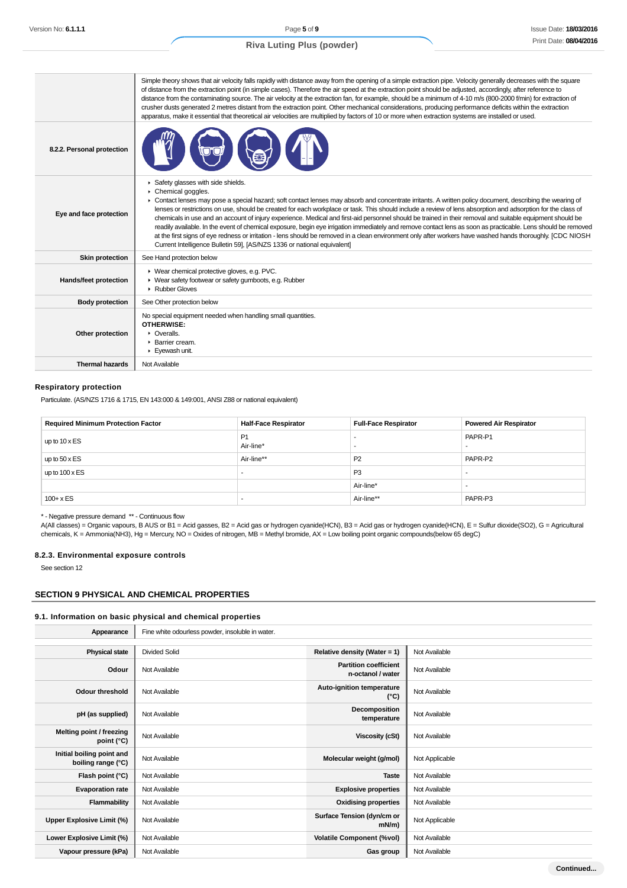| | |
|---|---|
| | Simple theory shows that air velocity falls rapidly with distance away from the opening of a simple extraction pipe. Velocity generally decreases with the square of distance from the extraction point (in simple cases). Therefore the air speed at the extraction point should be adjusted, accordingly, after reference to distance from the contaminating source. The air velocity at the extraction fan, for example, should be a minimum of 4-10 m/s (800-2000 f/min) for extraction of crusher dusts generated 2 metres distant from the extraction point. Other mechanical considerations, producing performance deficits within the extraction apparatus, make it essential that theoretical air velocities are multiplied by factors of 10 or more when extraction systems are installed or used. |
| **8.2.2. Personal protection** | |
| **Eye and face protection** | ▸ Safety glasses with side shields.<br>▸ Chemical goggles.<br>▸ Contact lenses may pose a special hazard; soft contact lenses may absorb and concentrate irritants. A written policy document, describing the wearing of lenses or restrictions on use, should be created for each workplace or task. This should include a review of lens absorption and adsorption for the class of chemicals in use and an account of injury experience. Medical and first-aid personnel should be trained in their removal and suitable equipment should be readily available. In the event of chemical exposure, begin eye irrigation immediately and remove contact lens as soon as practicable. Lens should be removed at the first signs of eye redness or irritation - lens should be removed in a clean environment only after workers have washed hands thoroughly. [CDC NIOSH Current Intelligence Bulletin 59], [AS/NZS 1336 or national equivalent] |
| **Skin protection** | See Hand protection below |
| **Hands/feet protection** | ▸ Wear chemical protective gloves, e.g. PVC.<br>▸ Wear safety footwear or safety gumboots, e.g. Rubber<br>▸ Rubber Gloves |
| **Body protection** | See Other protection below |
| **Other protection** | No special equipment needed when handling small quantities.<br>**OTHERWISE:**<br>▸ Overalls.<br>▸ Barrier cream.<br>▸ Eyewash unit. |
| **Thermal hazards** | Not Available |

### Respiratory protection

Particulate. (AS/NZS 1716 & 1715, EN 143:000 & 149:001, ANSI Z88 or national equivalent)

| Required Minimum Protection Factor | Half-Face Respirator | Full-Face Respirator | Powered Air Respirator |
|---|---|---|---|
| up to 10 x ES | P1<br>Air-line* | -<br>- | PAPR-P1<br>- |
| up to 50 x ES | Air-line** | P2 | PAPR-P2 |
| up to 100 x ES | - | P3 | - |
| | | Air-line* | - |
| 100+ x ES | - | Air-line** | PAPR-P3 |

\* - Negative pressure demand ** - Continuous flow
A(All classes) = Organic vapours, B AUS or B1 = Acid gasses, B2 = Acid gas or hydrogen cyanide(HCN), B3 = Acid gas or hydrogen cyanide(HCN), E = Sulfur dioxide(SO2), G = Agricultural chemicals, K = Ammonia(NH3), Hg = Mercury, NO = Oxides of nitrogen, MB = Methyl bromide, AX = Low boiling point organic compounds(below 65 degC)

### 8.2.3. Environmental exposure controls

See section 12

## SECTION 9 PHYSICAL AND CHEMICAL PROPERTIES

### 9.1. Information on basic physical and chemical properties

| | | | |
|---|---|---|---|
| **Appearance** | Fine white odourless powder, insoluble in water. | | |
| **Physical state** | Divided Solid | **Relative density (Water = 1)** | Not Available |
| **Odour** | Not Available | **Partition coefficient n-octanol / water** | Not Available |
| **Odour threshold** | Not Available | **Auto-ignition temperature (°C)** | Not Available |
| **pH (as supplied)** | Not Available | **Decomposition temperature** | Not Available |
| **Melting point / freezing point (°C)** | Not Available | **Viscosity (cSt)** | Not Available |
| **Initial boiling point and boiling range (°C)** | Not Available | **Molecular weight (g/mol)** | Not Applicable |
| **Flash point (°C)** | Not Available | **Taste** | Not Available |
| **Evaporation rate** | Not Available | **Explosive properties** | Not Available |
| **Flammability** | Not Available | **Oxidising properties** | Not Available |
| **Upper Explosive Limit (%)** | Not Available | **Surface Tension (dyn/cm or mN/m)** | Not Applicable |
| **Lower Explosive Limit (%)** | Not Available | **Volatile Component (%vol)** | Not Available |
| **Vapour pressure (kPa)** | Not Available | **Gas group** | Not Available |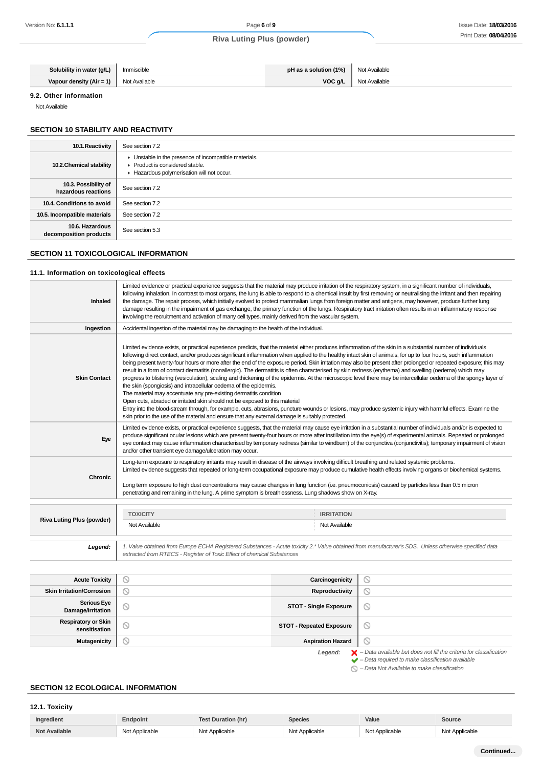| Solubility in water (g/L) | Immiscible | pH as a solution (1%) | Not Available |
|---|---|---|---|
| Vapour density (Air = 1) | Not Available | VOC g/L | Not Available |

### 9.2. Other information

Not Available

## SECTION 10 STABILITY AND REACTIVITY

| | |
|---|---|
| 10.1.Reactivity | See section 7.2 |
| 10.2.Chemical stability | - Unstable in the presence of incompatible materials.<br>- Product is considered stable.<br>- Hazardous polymerisation will not occur. |
| 10.3. Possibility of hazardous reactions | See section 7.2 |
| 10.4. Conditions to avoid | See section 7.2 |
| 10.5. Incompatible materials | See section 7.2 |
| 10.6. Hazardous decomposition products | See section 5.3 |

## SECTION 11 TOXICOLOGICAL INFORMATION

### 11.1. Information on toxicological effects

| | |
|---|---|
| Inhaled | Limited evidence or practical experience suggests that the material may produce irritation of the respiratory system, in a significant number of individuals, following inhalation. In contrast to most organs, the lung is able to respond to a chemical insult by first removing or neutralising the irritant and then repairing the damage. The repair process, which initially evolved to protect mammalian lungs from foreign matter and antigens, may however, produce further lung damage resulting in the impairment of gas exchange, the primary function of the lungs. Respiratory tract irritation often results in an inflammatory response involving the recruitment and activation of many cell types, mainly derived from the vascular system. |
| Ingestion | Accidental ingestion of the material may be damaging to the health of the individual. |
| Skin Contact | Limited evidence exists, or practical experience predicts, that the material either produces inflammation of the skin in a substantial number of individuals following direct contact, and/or produces significant inflammation when applied to the healthy intact skin of animals, for up to four hours, such inflammation being present twenty-four hours or more after the end of the exposure period. Skin irritation may also be present after prolonged or repeated exposure; this may result in a form of contact dermatitis (nonallergic). The dermatitis is often characterised by skin redness (erythema) and swelling (oedema) which may progress to blistering (vesiculation), scaling and thickening of the epidermis. At the microscopic level there may be intercellular oedema of the spongy layer of the skin (spongiosis) and intracellular oedema of the epidermis.<br>The material may accentuate any pre-existing dermatitis condition<br>Open cuts, abraded or irritated skin should not be exposed to this material<br>Entry into the blood-stream through, for example, cuts, abrasions, puncture wounds or lesions, may produce systemic injury with harmful effects. Examine the skin prior to the use of the material and ensure that any external damage is suitably protected. |
| Eye | Limited evidence exists, or practical experience suggests, that the material may cause eye irritation in a substantial number of individuals and/or is expected to produce significant ocular lesions which are present twenty-four hours or more after instillation into the eye(s) of experimental animals. Repeated or prolonged eye contact may cause inflammation characterised by temporary redness (similar to windburn) of the conjunctiva (conjunctivitis); temporary impairment of vision and/or other transient eye damage/ulceration may occur. |
| Chronic | Long-term exposure to respiratory irritants may result in disease of the airways involving difficult breathing and related systemic problems.<br>Limited evidence suggests that repeated or long-term occupational exposure may produce cumulative health effects involving organs or biochemical systems.<br><br>Long term exposure to high dust concentrations may cause changes in lung function (i.e. pneumoconiosis) caused by particles less than 0.5 micron penetrating and remaining in the lung. A prime symptom is breathlessness. Lung shadows show on X-ray. |

| | TOXICITY | IRRITATION |
|---|---|---|
| Riva Luting Plus (powder) | Not Available | Not Available |

**Legend:** *1. Value obtained from Europe ECHA Registered Substances - Acute toxicity 2.* Value obtained from manufacturer's SDS. Unless otherwise specified data extracted from RTECS - Register of Toxic Effect of chemical Substances*

| | | | |
|---|---|---|---|
| Acute Toxicity | ⦸ | Carcinogenicity | ⦸ |
| Skin Irritation/Corrosion | ⦸ | Reproductivity | ⦸ |
| Serious Eye Damage/Irritation | ⦸ | STOT - Single Exposure | ⦸ |
| Respiratory or Skin sensitisation | ⦸ | STOT - Repeated Exposure | ⦸ |
| Mutagenicity | ⦸ | Aspiration Hazard | ⦸ |

*Legend:*
- ✘ *– Data available but does not fill the criteria for classification*
- ✔ *– Data required to make classification available*
- ⦸ *– Data Not Available to make classification*

## SECTION 12 ECOLOGICAL INFORMATION

### 12.1. Toxicity

| Ingredient | Endpoint | Test Duration (hr) | Species | Value | Source |
|---|---|---|---|---|---|
| Not Available | Not Applicable | Not Applicable | Not Applicable | Not Applicable | Not Applicable |

Continued...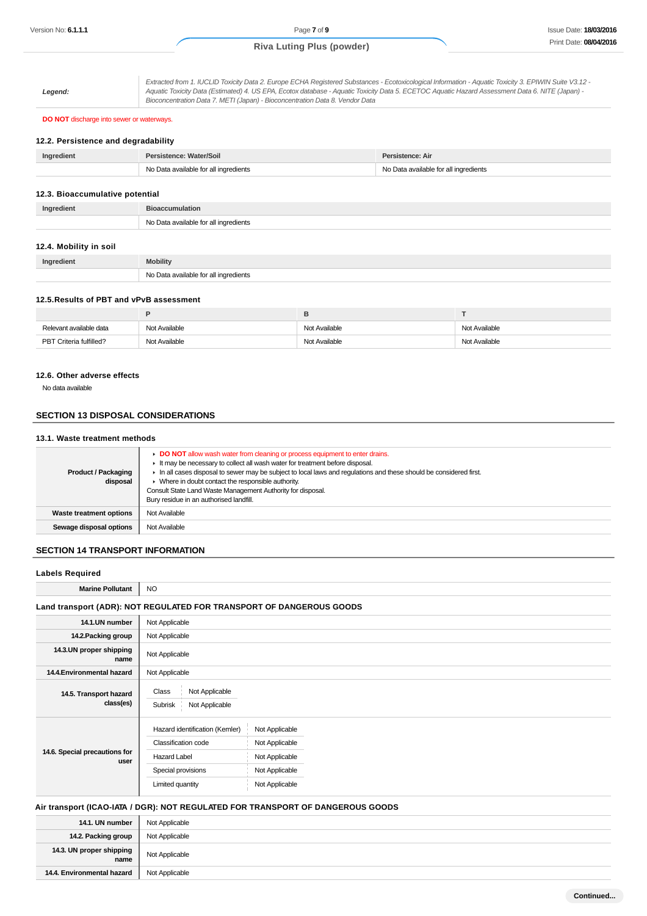| | |
|---|---|
| **Legend:** | *Extracted from 1. IUCLID Toxicity Data 2. Europe ECHA Registered Substances - Ecotoxicological Information - Aquatic Toxicity 3. EPIWIN Suite V3.12 - Aquatic Toxicity Data (Estimated) 4. US EPA, Ecotox database - Aquatic Toxicity Data 5. ECETOC Aquatic Hazard Assessment Data 6. NITE (Japan) - Bioconcentration Data 7. METI (Japan) - Bioconcentration Data 8. Vendor Data* |

**DO NOT** discharge into sewer or waterways.

### 12.2. Persistence and degradability

| Ingredient | Persistence: Water/Soil | Persistence: Air |
|---|---|---|
| | No Data available for all ingredients | No Data available for all ingredients |

### 12.3. Bioaccumulative potential

| Ingredient | Bioaccumulation |
|---|---|
| | No Data available for all ingredients |

### 12.4. Mobility in soil

| Ingredient | Mobility |
|---|---|
| | No Data available for all ingredients |

### 12.5.Results of PBT and vPvB assessment

| | P | B | T |
|---|---|---|---|
| Relevant available data | Not Available | Not Available | Not Available |
| PBT Criteria fulfilled? | Not Available | Not Available | Not Available |

### 12.6. Other adverse effects

No data available

## SECTION 13 DISPOSAL CONSIDERATIONS

### 13.1. Waste treatment methods

| | |
|---|---|
| **Product / Packaging disposal** | ▸ **DO NOT** allow wash water from cleaning or process equipment to enter drains.<br>▸ It may be necessary to collect all wash water for treatment before disposal.<br>▸ In all cases disposal to sewer may be subject to local laws and regulations and these should be considered first.<br>▸ Where in doubt contact the responsible authority.<br>Consult State Land Waste Management Authority for disposal.<br>Bury residue in an authorised landfill. |
| **Waste treatment options** | Not Available |
| **Sewage disposal options** | Not Available |

## SECTION 14 TRANSPORT INFORMATION

### Labels Required

| | |
|---|---|
| **Marine Pollutant** | NO |

### Land transport (ADR): NOT REGULATED FOR TRANSPORT OF DANGEROUS GOODS

| | |
|---|---|
| **14.1.UN number** | Not Applicable |
| **14.2.Packing group** | Not Applicable |
| **14.3.UN proper shipping name** | Not Applicable |
| **14.4.Environmental hazard** | Not Applicable |
| **14.5. Transport hazard class(es)** | Class: Not Applicable<br>Subrisk: Not Applicable |
| **14.6. Special precautions for user** | Hazard identification (Kemler): Not Applicable<br>Classification code: Not Applicable<br>Hazard Label: Not Applicable<br>Special provisions: Not Applicable<br>Limited quantity: Not Applicable |

### Air transport (ICAO-IATA / DGR): NOT REGULATED FOR TRANSPORT OF DANGEROUS GOODS

| | |
|---|---|
| **14.1. UN number** | Not Applicable |
| **14.2. Packing group** | Not Applicable |
| **14.3. UN proper shipping name** | Not Applicable |
| **14.4. Environmental hazard** | Not Applicable |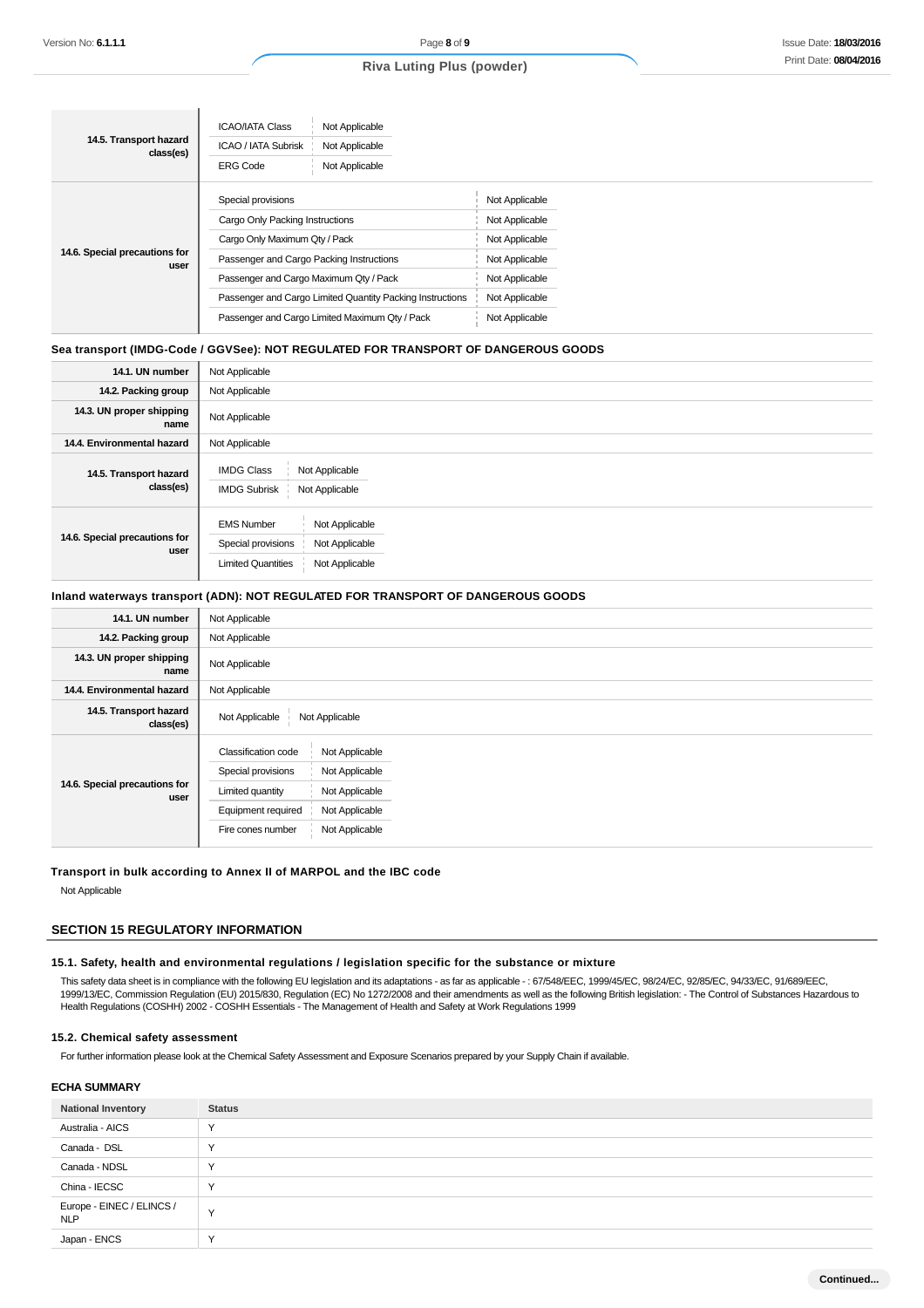| | |
|---|---|
| **14.5. Transport hazard class(es)** | ICAO/IATA Class: Not Applicable<br>ICAO / IATA Subrisk: Not Applicable<br>ERG Code: Not Applicable |
| **14.6. Special precautions for user** | Special provisions: Not Applicable<br>Cargo Only Packing Instructions: Not Applicable<br>Cargo Only Maximum Qty / Pack: Not Applicable<br>Passenger and Cargo Packing Instructions: Not Applicable<br>Passenger and Cargo Maximum Qty / Pack: Not Applicable<br>Passenger and Cargo Limited Quantity Packing Instructions: Not Applicable<br>Passenger and Cargo Limited Maximum Qty / Pack: Not Applicable |

**Sea transport (IMDG-Code / GGVSee): NOT REGULATED FOR TRANSPORT OF DANGEROUS GOODS**

| | |
|---|---|
| **14.1. UN number** | Not Applicable |
| **14.2. Packing group** | Not Applicable |
| **14.3. UN proper shipping name** | Not Applicable |
| **14.4. Environmental hazard** | Not Applicable |
| **14.5. Transport hazard class(es)** | IMDG Class: Not Applicable<br>IMDG Subrisk: Not Applicable |
| **14.6. Special precautions for user** | EMS Number: Not Applicable<br>Special provisions: Not Applicable<br>Limited Quantities: Not Applicable |

**Inland waterways transport (ADN): NOT REGULATED FOR TRANSPORT OF DANGEROUS GOODS**

| | |
|---|---|
| **14.1. UN number** | Not Applicable |
| **14.2. Packing group** | Not Applicable |
| **14.3. UN proper shipping name** | Not Applicable |
| **14.4. Environmental hazard** | Not Applicable |
| **14.5. Transport hazard class(es)** | Not Applicable &nbsp; Not Applicable |
| **14.6. Special precautions for user** | Classification code: Not Applicable<br>Special provisions: Not Applicable<br>Limited quantity: Not Applicable<br>Equipment required: Not Applicable<br>Fire cones number: Not Applicable |

**Transport in bulk according to Annex II of MARPOL and the IBC code**

Not Applicable

## SECTION 15 REGULATORY INFORMATION

### 15.1. Safety, health and environmental regulations / legislation specific for the substance or mixture

This safety data sheet is in compliance with the following EU legislation and its adaptations - as far as applicable - : 67/548/EEC, 1999/45/EC, 98/24/EC, 92/85/EC, 94/33/EC, 91/689/EEC, 1999/13/EC, Commission Regulation (EU) 2015/830, Regulation (EC) No 1272/2008 and their amendments as well as the following British legislation: - The Control of Substances Hazardous to Health Regulations (COSHH) 2002 - COSHH Essentials - The Management of Health and Safety at Work Regulations 1999

### 15.2. Chemical safety assessment

For further information please look at the Chemical Safety Assessment and Exposure Scenarios prepared by your Supply Chain if available.

### ECHA SUMMARY

| National Inventory | Status |
|---|---|
| Australia - AICS | Y |
| Canada - DSL | Y |
| Canada - NDSL | Y |
| China - IECSC | Y |
| Europe - EINEC / ELINCS / NLP | Y |
| Japan - ENCS | Y |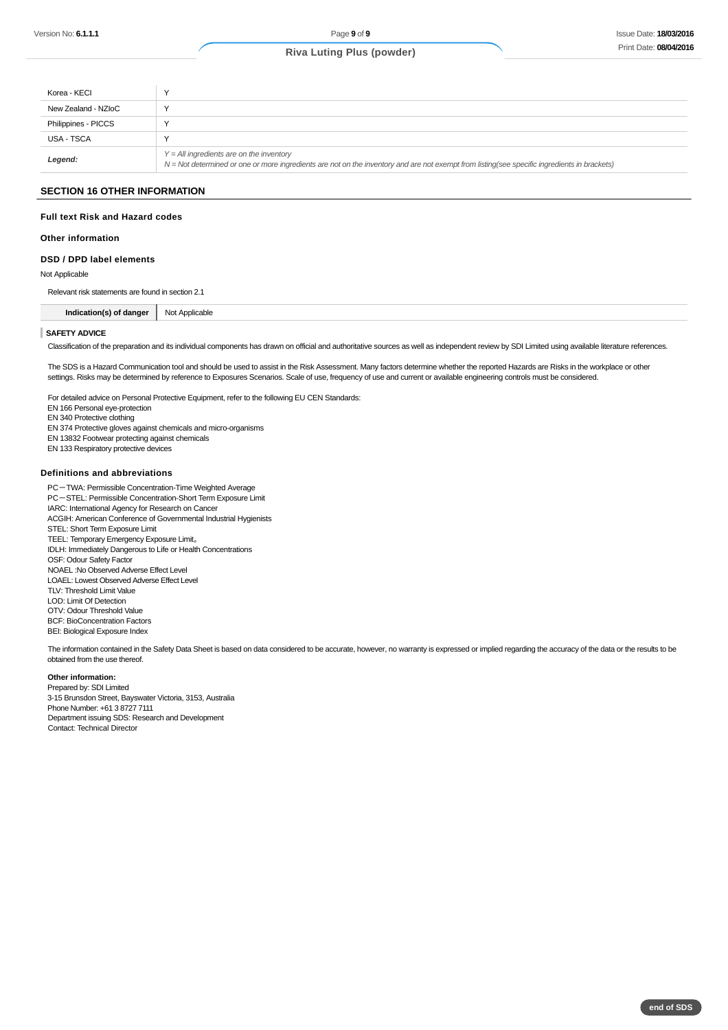| | |
|---|---|
| Korea - KECI | Y |
| New Zealand - NZIoC | Y |
| Philippines - PICCS | Y |
| USA - TSCA | Y |
| ***Legend:*** | *Y = All ingredients are on the inventory*<br>*N = Not determined or one or more ingredients are not on the inventory and are not exempt from listing(see specific ingredients in brackets)* |

## SECTION 16 OTHER INFORMATION

### Full text Risk and Hazard codes

### Other information

### DSD / DPD label elements

Not Applicable

Relevant risk statements are found in section 2.1

| | |
|---|---|
| **Indication(s) of danger** | Not Applicable |

#### SAFETY ADVICE

Classification of the preparation and its individual components has drawn on official and authoritative sources as well as independent review by SDI Limited using available literature references.

The SDS is a Hazard Communication tool and should be used to assist in the Risk Assessment. Many factors determine whether the reported Hazards are Risks in the workplace or other settings. Risks may be determined by reference to Exposures Scenarios. Scale of use, frequency of use and current or available engineering controls must be considered.

For detailed advice on Personal Protective Equipment, refer to the following EU CEN Standards:
EN 166 Personal eye-protection
EN 340 Protective clothing
EN 374 Protective gloves against chemicals and micro-organisms
EN 13832 Footwear protecting against chemicals
EN 133 Respiratory protective devices

### Definitions and abbreviations

PC－TWA: Permissible Concentration-Time Weighted Average
PC－STEL: Permissible Concentration-Short Term Exposure Limit
IARC: International Agency for Research on Cancer
ACGIH: American Conference of Governmental Industrial Hygienists
STEL: Short Term Exposure Limit
TEEL: Temporary Emergency Exposure Limit。
IDLH: Immediately Dangerous to Life or Health Concentrations
OSF: Odour Safety Factor
NOAEL :No Observed Adverse Effect Level
LOAEL: Lowest Observed Adverse Effect Level
TLV: Threshold Limit Value
LOD: Limit Of Detection
OTV: Odour Threshold Value
BCF: BioConcentration Factors
BEI: Biological Exposure Index

The information contained in the Safety Data Sheet is based on data considered to be accurate, however, no warranty is expressed or implied regarding the accuracy of the data or the results to be obtained from the use thereof.

**Other information:**
Prepared by: SDI Limited
3-15 Brunsdon Street, Bayswater Victoria, 3153, Australia
Phone Number: +61 3 8727 7111
Department issuing SDS: Research and Development
Contact: Technical Director

end of SDS